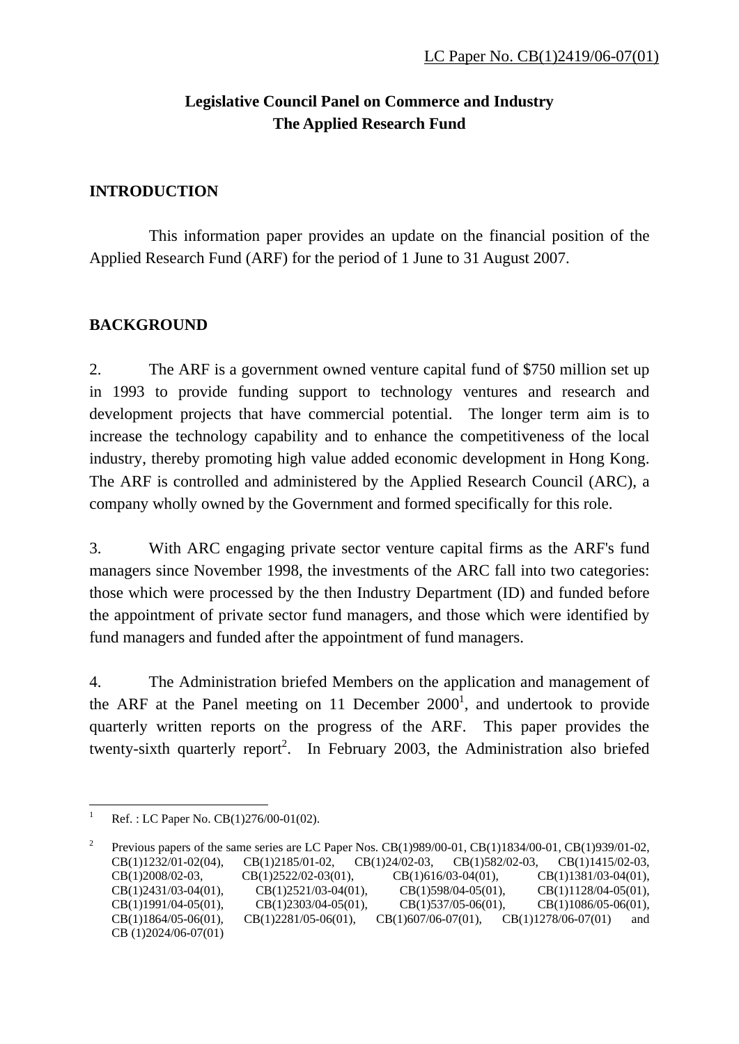LC Paper No. CB(1)2419/06-07(01)

**Legislative Council Panel on Commerce and Industry**
**The Applied Research Fund**

## INTRODUCTION

This information paper provides an update on the financial position of the Applied Research Fund (ARF) for the period of 1 June to 31 August 2007.

## BACKGROUND

2. The ARF is a government owned venture capital fund of $750 million set up in 1993 to provide funding support to technology ventures and research and development projects that have commercial potential. The longer term aim is to increase the technology capability and to enhance the competitiveness of the local industry, thereby promoting high value added economic development in Hong Kong. The ARF is controlled and administered by the Applied Research Council (ARC), a company wholly owned by the Government and formed specifically for this role.

3. With ARC engaging private sector venture capital firms as the ARF's fund managers since November 1998, the investments of the ARC fall into two categories: those which were processed by the then Industry Department (ID) and funded before the appointment of private sector fund managers, and those which were identified by fund managers and funded after the appointment of fund managers.

4. The Administration briefed Members on the application and management of the ARF at the Panel meeting on 11 December 2000[1], and undertook to provide quarterly written reports on the progress of the ARF. This paper provides the twenty-sixth quarterly report[2]. In February 2003, the Administration also briefed

---

[1] Ref. : LC Paper No. CB(1)276/00-01(02).

[2] Previous papers of the same series are LC Paper Nos. CB(1)989/00-01, CB(1)1834/00-01, CB(1)939/01-02, CB(1)1232/01-02(04), CB(1)2185/01-02, CB(1)24/02-03, CB(1)582/02-03, CB(1)1415/02-03, CB(1)2008/02-03, CB(1)2522/02-03(01), CB(1)616/03-04(01), CB(1)1381/03-04(01), CB(1)2431/03-04(01), CB(1)2521/03-04(01), CB(1)598/04-05(01), CB(1)1128/04-05(01), CB(1)1991/04-05(01), CB(1)2303/04-05(01), CB(1)537/05-06(01), CB(1)1086/05-06(01), CB(1)1864/05-06(01), CB(1)2281/05-06(01), CB(1)607/06-07(01), CB(1)1278/06-07(01) and CB (1)2024/06-07(01)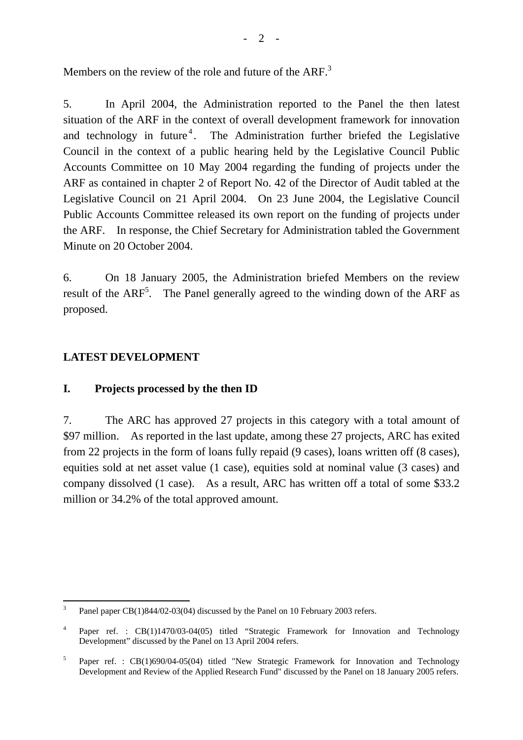Members on the review of the role and future of the ARF.[3]

5. In April 2004, the Administration reported to the Panel the then latest situation of the ARF in the context of overall development framework for innovation and technology in future[4]. The Administration further briefed the Legislative Council in the context of a public hearing held by the Legislative Council Public Accounts Committee on 10 May 2004 regarding the funding of projects under the ARF as contained in chapter 2 of Report No. 42 of the Director of Audit tabled at the Legislative Council on 21 April 2004. On 23 June 2004, the Legislative Council Public Accounts Committee released its own report on the funding of projects under the ARF. In response, the Chief Secretary for Administration tabled the Government Minute on 20 October 2004.

6. On 18 January 2005, the Administration briefed Members on the review result of the ARF[5]. The Panel generally agreed to the winding down of the ARF as proposed.

## LATEST DEVELOPMENT

### I. Projects processed by the then ID

7. The ARC has approved 27 projects in this category with a total amount of \$97 million. As reported in the last update, among these 27 projects, ARC has exited from 22 projects in the form of loans fully repaid (9 cases), loans written off (8 cases), equities sold at net asset value (1 case), equities sold at nominal value (3 cases) and company dissolved (1 case). As a result, ARC has written off a total of some \$33.2 million or 34.2% of the total approved amount.

---

[3] Panel paper CB(1)844/02-03(04) discussed by the Panel on 10 February 2003 refers.

[4] Paper ref. : CB(1)1470/03-04(05) titled "Strategic Framework for Innovation and Technology Development" discussed by the Panel on 13 April 2004 refers.

[5] Paper ref. : CB(1)690/04-05(04) titled "New Strategic Framework for Innovation and Technology Development and Review of the Applied Research Fund" discussed by the Panel on 18 January 2005 refers.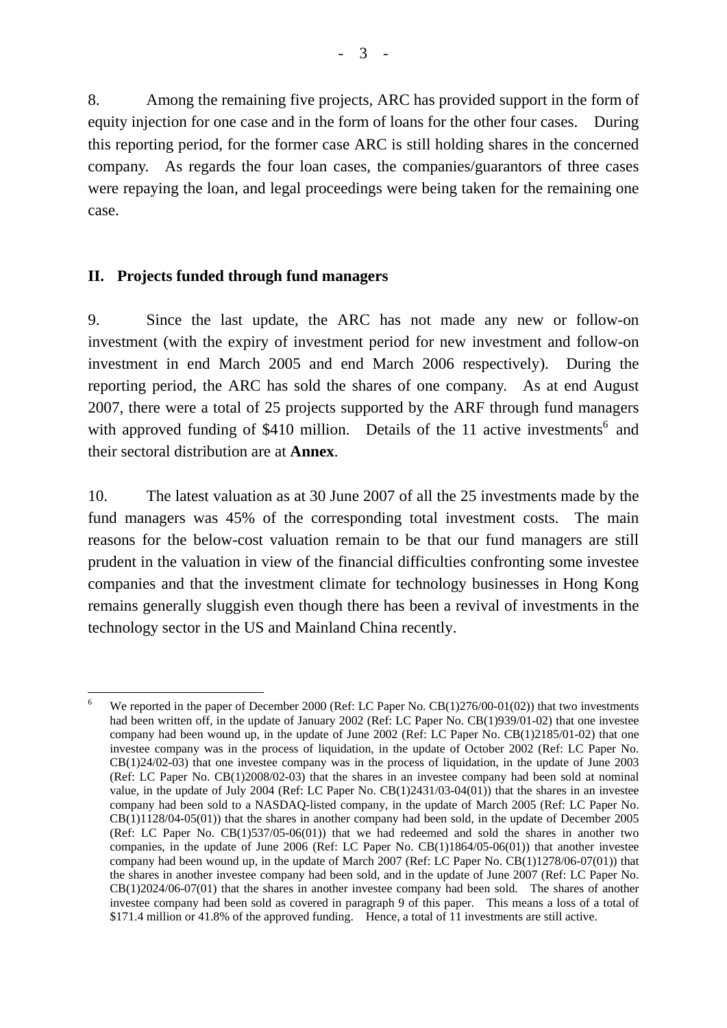8. Among the remaining five projects, ARC has provided support in the form of equity injection for one case and in the form of loans for the other four cases. During this reporting period, for the former case ARC is still holding shares in the concerned company. As regards the four loan cases, the companies/guarantors of three cases were repaying the loan, and legal proceedings were being taken for the remaining one case.

## II. Projects funded through fund managers

9. Since the last update, the ARC has not made any new or follow-on investment (with the expiry of investment period for new investment and follow-on investment in end March 2005 and end March 2006 respectively). During the reporting period, the ARC has sold the shares of one company. As at end August 2007, there were a total of 25 projects supported by the ARF through fund managers with approved funding of $410 million. Details of the 11 active investments[6] and their sectoral distribution are at **Annex**.

10. The latest valuation as at 30 June 2007 of all the 25 investments made by the fund managers was 45% of the corresponding total investment costs. The main reasons for the below-cost valuation remain to be that our fund managers are still prudent in the valuation in view of the financial difficulties confronting some investee companies and that the investment climate for technology businesses in Hong Kong remains generally sluggish even though there has been a revival of investments in the technology sector in the US and Mainland China recently.

---

[6] We reported in the paper of December 2000 (Ref: LC Paper No. CB(1)276/00-01(02)) that two investments had been written off, in the update of January 2002 (Ref: LC Paper No. CB(1)939/01-02) that one investee company had been wound up, in the update of June 2002 (Ref: LC Paper No. CB(1)2185/01-02) that one investee company was in the process of liquidation, in the update of October 2002 (Ref: LC Paper No. CB(1)24/02-03) that one investee company was in the process of liquidation, in the update of June 2003 (Ref: LC Paper No. CB(1)2008/02-03) that the shares in an investee company had been sold at nominal value, in the update of July 2004 (Ref: LC Paper No. CB(1)2431/03-04(01)) that the shares in an investee company had been sold to a NASDAQ-listed company, in the update of March 2005 (Ref: LC Paper No. CB(1)1128/04-05(01)) that the shares in another company had been sold, in the update of December 2005 (Ref: LC Paper No. CB(1)537/05-06(01)) that we had redeemed and sold the shares in another two companies, in the update of June 2006 (Ref: LC Paper No. CB(1)1864/05-06(01)) that another investee company had been wound up, in the update of March 2007 (Ref: LC Paper No. CB(1)1278/06-07(01)) that the shares in another investee company had been sold, and in the update of June 2007 (Ref: LC Paper No. CB(1)2024/06-07(01) that the shares in another investee company had been sold. The shares of another investee company had been sold as covered in paragraph 9 of this paper. This means a loss of a total of $171.4 million or 41.8% of the approved funding. Hence, a total of 11 investments are still active.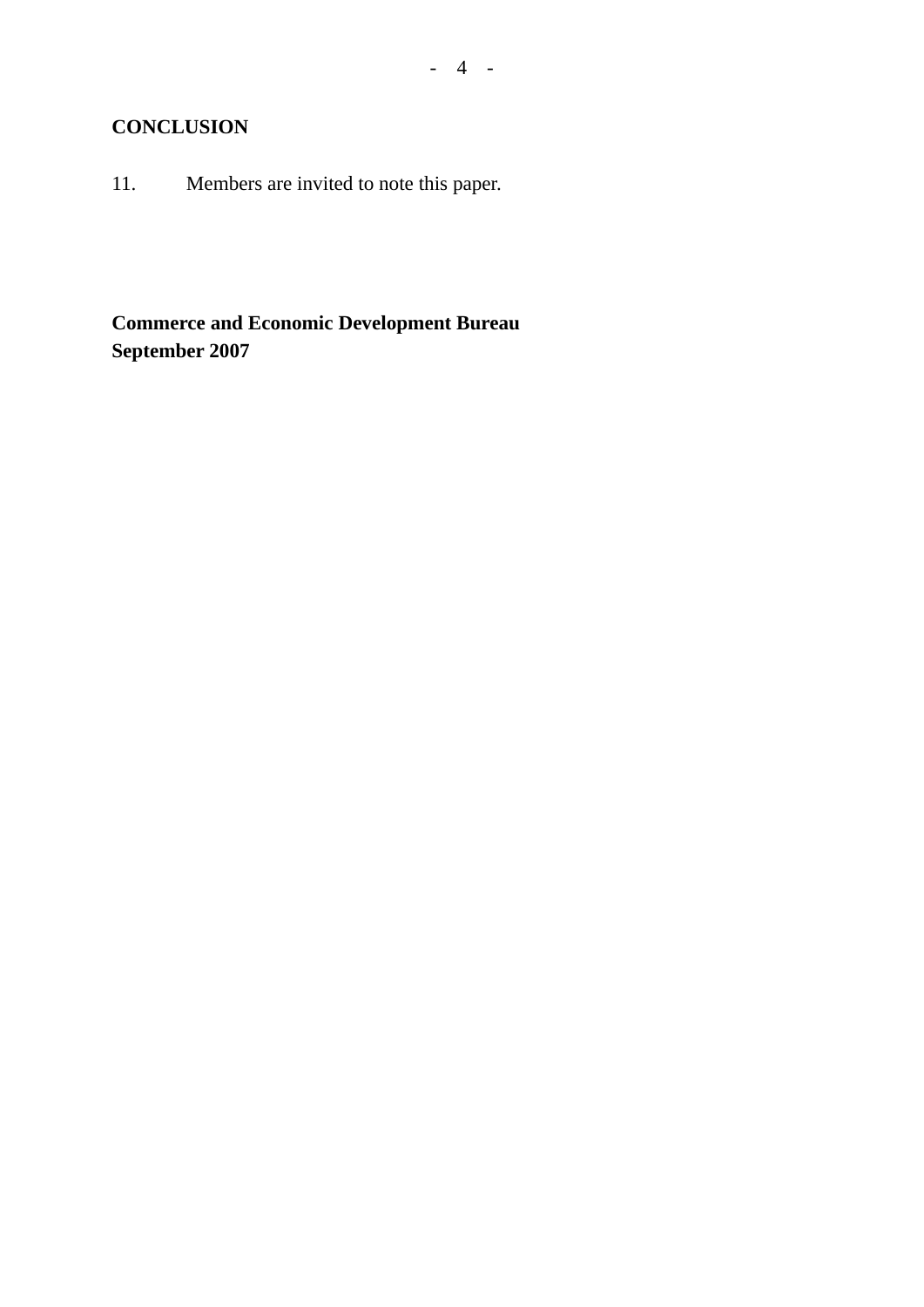**CONCLUSION**

11. Members are invited to note this paper.

**Commerce and Economic Development Bureau**
**September 2007**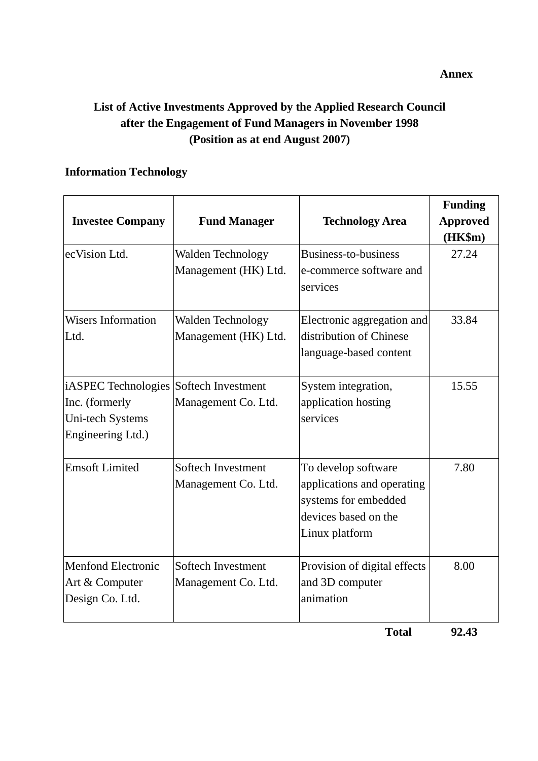**Annex**

## List of Active Investments Approved by the Applied Research Council after the Engagement of Fund Managers in November 1998 (Position as at end August 2007)

### Information Technology

| Investee Company | Fund Manager | Technology Area | Funding Approved (HK$m) |
|---|---|---|---|
| ecVision Ltd. | Walden Technology Management (HK) Ltd. | Business-to-business e-commerce software and services | 27.24 |
| Wisers Information Ltd. | Walden Technology Management (HK) Ltd. | Electronic aggregation and distribution of Chinese language-based content | 33.84 |
| iASPEC Technologies Inc. (formerly Uni-tech Systems Engineering Ltd.) | Softech Investment Management Co. Ltd. | System integration, application hosting services | 15.55 |
| Emsoft Limited | Softech Investment Management Co. Ltd. | To develop software applications and operating systems for embedded devices based on the Linux platform | 7.80 |
| Menfond Electronic Art & Computer Design Co. Ltd. | Softech Investment Management Co. Ltd. | Provision of digital effects and 3D computer animation | 8.00 |
| | | **Total** | **92.43** |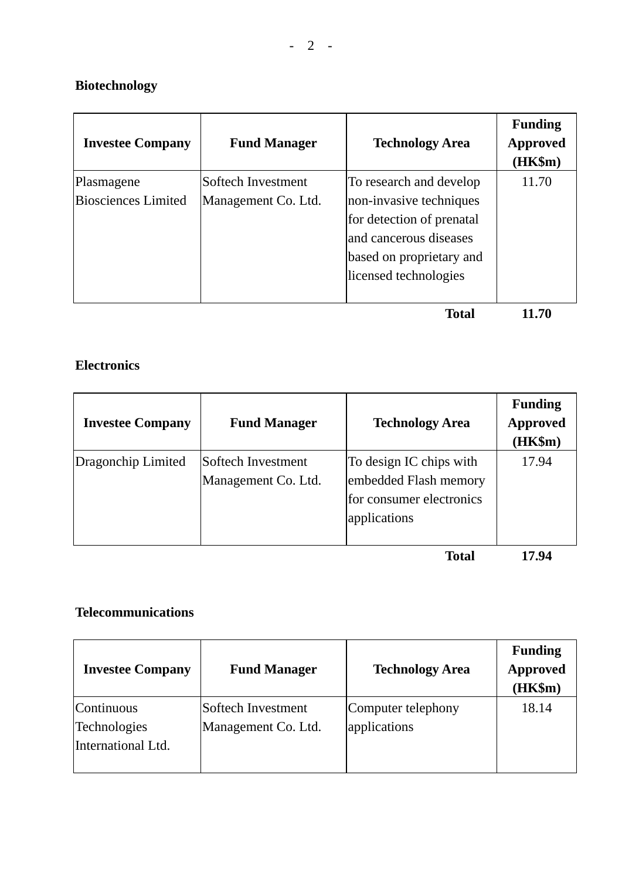**Biotechnology**

| Investee Company | Fund Manager | Technology Area | Funding Approved (HK$m) |
|---|---|---|---|
| Plasmagene Biosciences Limited | Softech Investment Management Co. Ltd. | To research and develop non-invasive techniques for detection of prenatal and cancerous diseases based on proprietary and licensed technologies | 11.70 |
| | | **Total** | **11.70** |

**Electronics**

| Investee Company | Fund Manager | Technology Area | Funding Approved (HK$m) |
|---|---|---|---|
| Dragonchip Limited | Softech Investment Management Co. Ltd. | To design IC chips with embedded Flash memory for consumer electronics applications | 17.94 |
| | | **Total** | **17.94** |

**Telecommunications**

| Investee Company | Fund Manager | Technology Area | Funding Approved (HK$m) |
|---|---|---|---|
| Continuous Technologies International Ltd. | Softech Investment Management Co. Ltd. | Computer telephony applications | 18.14 |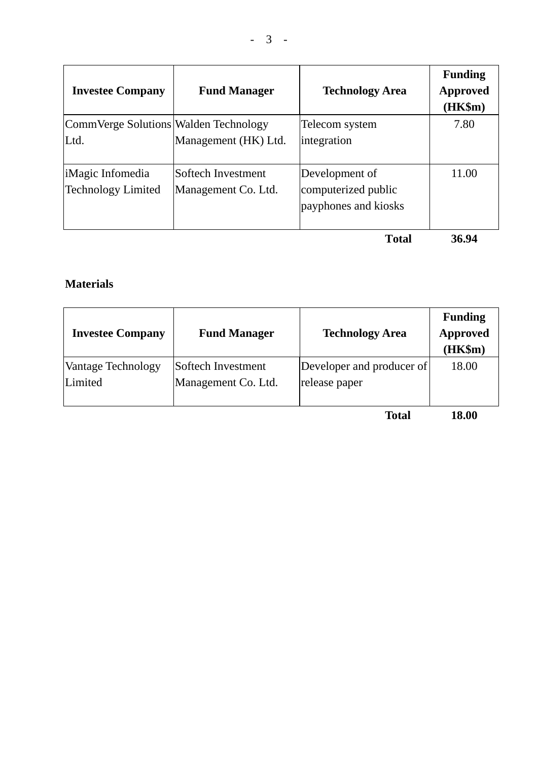| Investee Company | Fund Manager | Technology Area | Funding Approved (HK$m) |
|---|---|---|---|
| CommVerge Solutions Ltd. | Walden Technology Management (HK) Ltd. | Telecom system integration | 7.80 |
| iMagic Infomedia Technology Limited | Softech Investment Management Co. Ltd. | Development of computerized public payphones and kiosks | 11.00 |
| | | **Total** | **36.94** |

**Materials**

| Investee Company | Fund Manager | Technology Area | Funding Approved (HK$m) |
|---|---|---|---|
| Vantage Technology Limited | Softech Investment Management Co. Ltd. | Developer and producer of release paper | 18.00 |
| | | **Total** | **18.00** |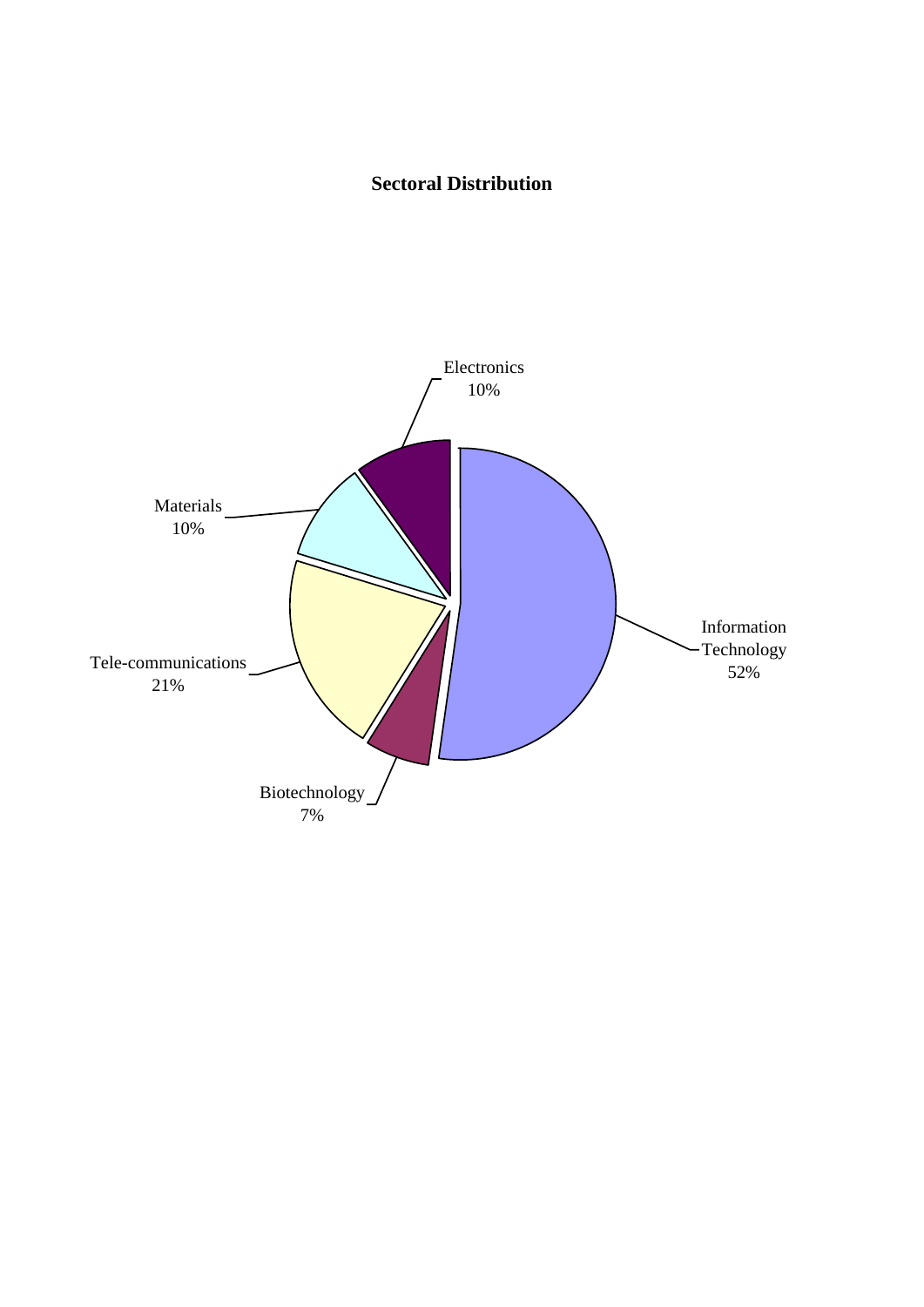**Sectoral Distribution**

Electronics
10%

Materials
10%

Information
Technology
52%

Tele-communications
21%

Biotechnology
7%